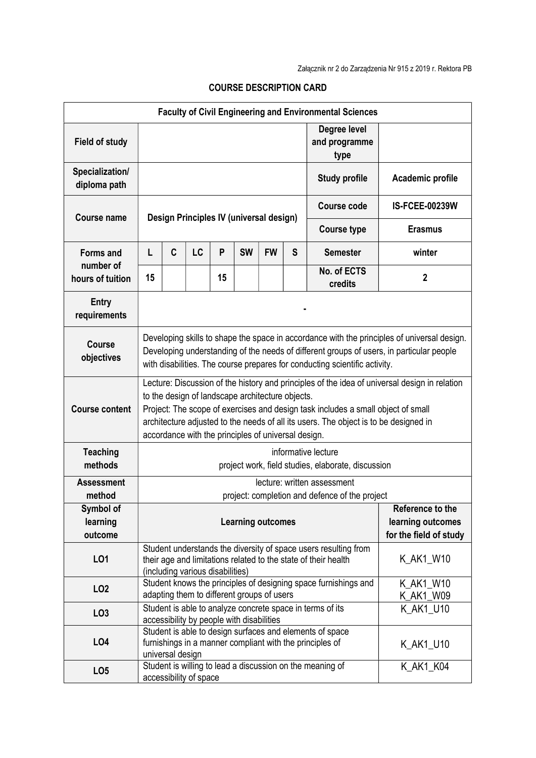Załącznik nr 2 do Zarządzenia Nr 915 z 2019 r. Rektora PB

## COURSE DESCRIPTION CARD

| Faculty of Civil Engineering and Environmental Sciences | | | | | | | | | |
|---|---|---|---|---|---|---|---|---|---|
| **Field of study** | | | | | | | | **Degree level and programme type** | |
| **Specialization/ diploma path** | | | | | | | | **Study profile** | **Academic profile** |
| **Course name** | **Design Principles IV (universal design)** | | | | | | | **Course code** | **IS-FCEE-00239W** |
| | | | | | | | | **Course type** | **Erasmus** |
| **Forms and number of hours of tuition** | **L** | **C** | **LC** | **P** | **SW** | **FW** | **S** | **Semester** | **winter** |
| | **15** | | | **15** | | | | **No. of ECTS credits** | **2** |
| **Entry requirements** | - | | | | | | | | |
| **Course objectives** | Developing skills to shape the space in accordance with the principles of universal design. Developing understanding of the needs of different groups of users, in particular people with disabilities. The course prepares for conducting scientific activity. | | | | | | | | |
| **Course content** | Lecture: Discussion of the history and principles of the idea of universal design in relation to the design of landscape architecture objects.<br>Project: The scope of exercises and design task includes a small object of small architecture adjusted to the needs of all its users. The object is to be designed in accordance with the principles of universal design. | | | | | | | | |
| **Teaching methods** | informative lecture<br>project work, field studies, elaborate, discussion | | | | | | | | |
| **Assessment method** | lecture: written assessment<br>project: completion and defence of the project | | | | | | | | |
| **Symbol of learning outcome** | **Learning outcomes** | | | | | | | | **Reference to the learning outcomes for the field of study** |
| **LO1** | Student understands the diversity of space users resulting from their age and limitations related to the state of their health (including various disabilities) | | | | | | | | K_AK1_W10 |
| **LO2** | Student knows the principles of designing space furnishings and adapting them to different groups of users | | | | | | | | K_AK1_W10<br>K_AK1_W09 |
| **LO3** | Student is able to analyze concrete space in terms of its accessibility by people with disabilities | | | | | | | | K_AK1_U10 |
| **LO4** | Student is able to design surfaces and elements of space furnishings in a manner compliant with the principles of universal design | | | | | | | | K_AK1_U10 |
| **LO5** | Student is willing to lead a discussion on the meaning of accessibility of space | | | | | | | | K_AK1_K04 |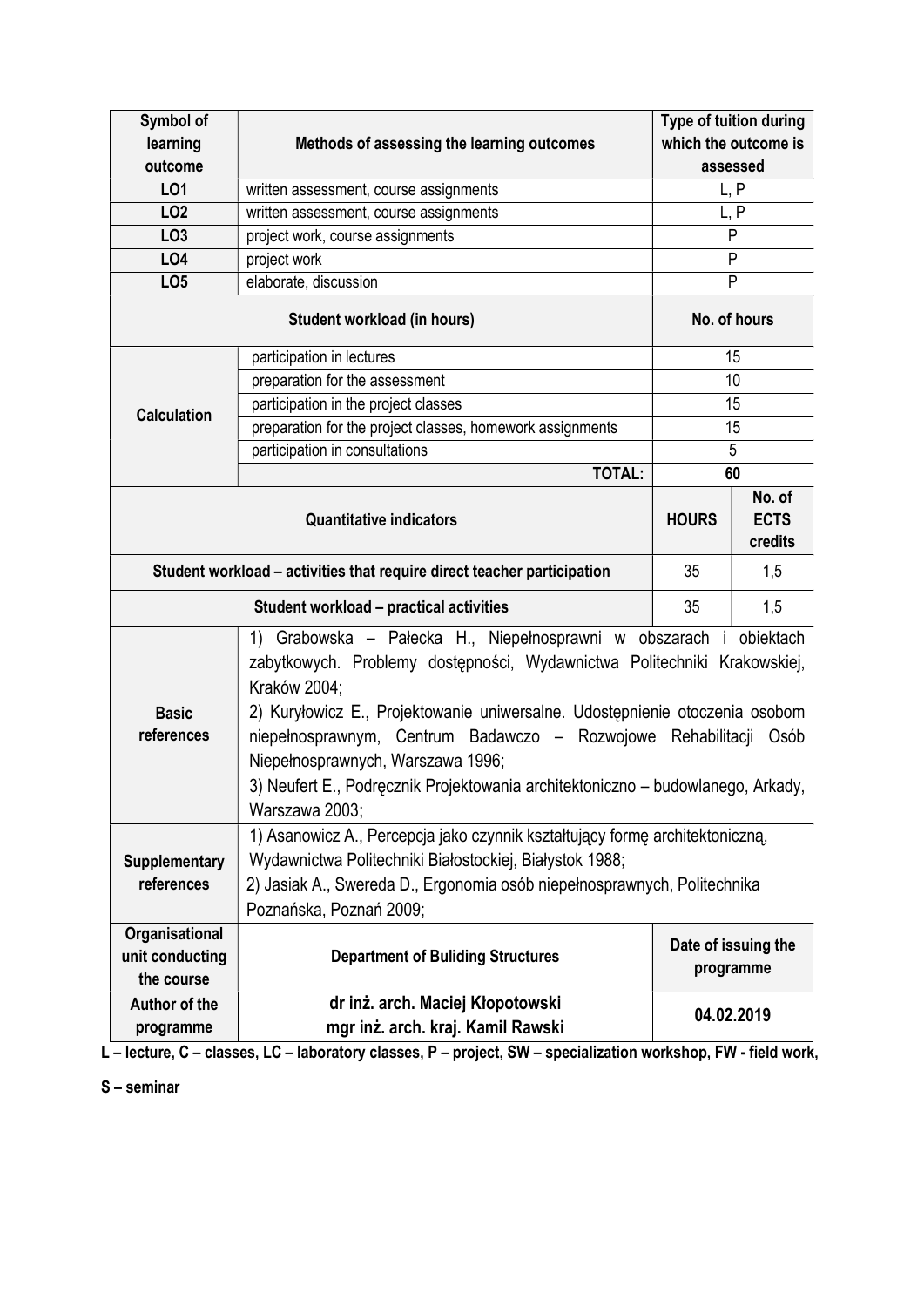| Symbol of learning outcome | Methods of assessing the learning outcomes | Type of tuition during which the outcome is assessed |
|---|---|---|
| LO1 | written assessment, course assignments | L, P |
| LO2 | written assessment, course assignments | L, P |
| LO3 | project work, course assignments | P |
| LO4 | project work | P |
| LO5 | elaborate, discussion | P |

| Student workload (in hours) | | No. of hours | |
|---|---|---|---|
| Calculation | participation in lectures | 15 | |
| | preparation for the assessment | 10 | |
| | participation in the project classes | 15 | |
| | preparation for the project classes, homework assignments | 15 | |
| | participation in consultations | 5 | |
| | **TOTAL:** | **60** | |
| **Quantitative indicators** | | **HOURS** | **No. of ECTS credits** |
| **Student workload – activities that require direct teacher participation** | | 35 | 1,5 |
| **Student workload – practical activities** | | 35 | 1,5 |

| | |
|---|---|
| **Basic references** | 1) Grabowska – Pałecka H., Niepełnosprawni w obszarach i obiektach zabytkowych. Problemy dostępności, Wydawnictwa Politechniki Krakowskiej, Kraków 2004;<br>2) Kuryłowicz E., Projektowanie uniwersalne. Udostępnienie otoczenia osobom niepełnosprawnym, Centrum Badawczo – Rozwojowe Rehabilitacji Osób Niepełnosprawnych, Warszawa 1996;<br>3) Neufert E., Podręcznik Projektowania architektoniczno – budowlanego, Arkady, Warszawa 2003; |
| **Supplementary references** | 1) Asanowicz A., Percepcja jako czynnik kształtujący formę architektoniczną, Wydawnictwa Politechniki Białostockiej, Białystok 1988;<br>2) Jasiak A., Swereda D., Ergonomia osób niepełnosprawnych, Politechnika Poznańska, Poznań 2009; |

| | | |
|---|---|---|
| **Organisational unit conducting the course** | **Department of Buliding Structures** | **Date of issuing the programme** |
| **Author of the programme** | **dr inż. arch. Maciej Kłopotowski**<br>**mgr inż. arch. kraj. Kamil Rawski** | **04.02.2019** |

**L – lecture, C – classes, LC – laboratory classes, P – project, SW – specialization workshop, FW - field work, S – seminar**